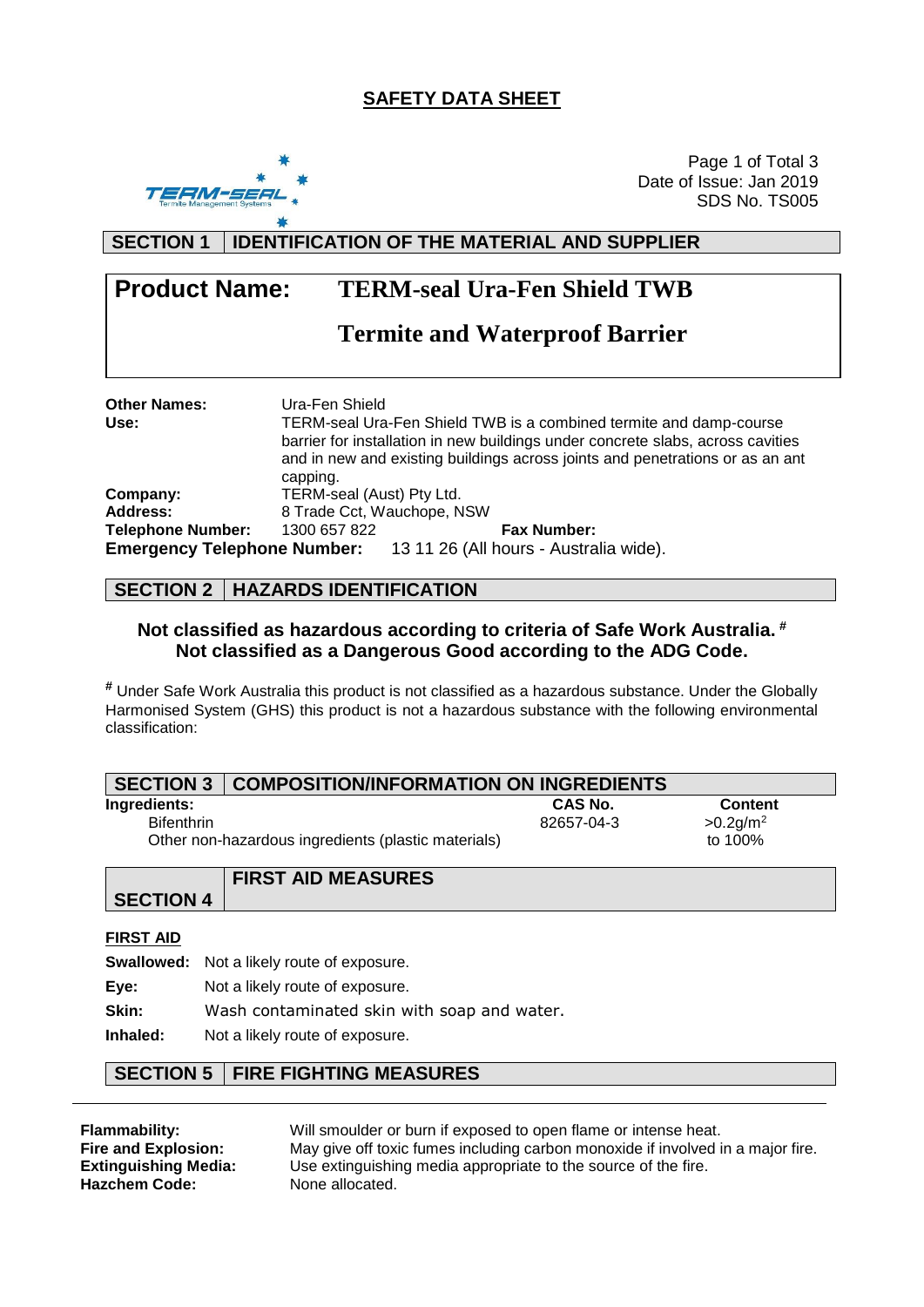# SAFETY DATA SHEET

Date of Issue: Jan 2019
SDS No. TS005

## SECTION 1 IDENTIFICATION OF THE MATERIAL AND SUPPLIER

**Product Name:** **TERM-seal Ura-Fen Shield TWB**

**Termite and Waterproof Barrier**

**Other Names:** Ura-Fen Shield
**Use:** TERM-seal Ura-Fen Shield TWB is a combined termite and damp-course barrier for installation in new buildings under concrete slabs, across cavities and in new and existing buildings across joints and penetrations or as an ant capping.
**Company:** TERM-seal (Aust) Pty Ltd.
**Address:** 8 Trade Cct, Wauchope, NSW
**Telephone Number:** 1300 657 822 **Fax Number:**
**Emergency Telephone Number:** 13 11 26 (All hours - Australia wide).

## SECTION 2 HAZARDS IDENTIFICATION

**Not classified as hazardous according to criteria of Safe Work Australia.** [#]
**Not classified as a Dangerous Good according to the ADG Code.**

[#] Under Safe Work Australia this product is not classified as a hazardous substance. Under the Globally Harmonised System (GHS) this product is not a hazardous substance with the following environmental classification:

## SECTION 3 COMPOSITION/INFORMATION ON INGREDIENTS

| Ingredients: | CAS No. | Content |
|---|---|---|
| Bifenthrin | 82657-04-3 | $>0.2g/m^2$ |
| Other non-hazardous ingredients (plastic materials) | | to 100% |

## SECTION 4 FIRST AID MEASURES

**FIRST AID**

**Swallowed:** Not a likely route of exposure.
**Eye:** Not a likely route of exposure.
**Skin:** Wash contaminated skin with soap and water.
**Inhaled:** Not a likely route of exposure.

## SECTION 5 FIRE FIGHTING MEASURES

**Flammability:** Will smoulder or burn if exposed to open flame or intense heat.
**Fire and Explosion:** May give off toxic fumes including carbon monoxide if involved in a major fire.
**Extinguishing Media:** Use extinguishing media appropriate to the source of the fire.
**Hazchem Code:** None allocated.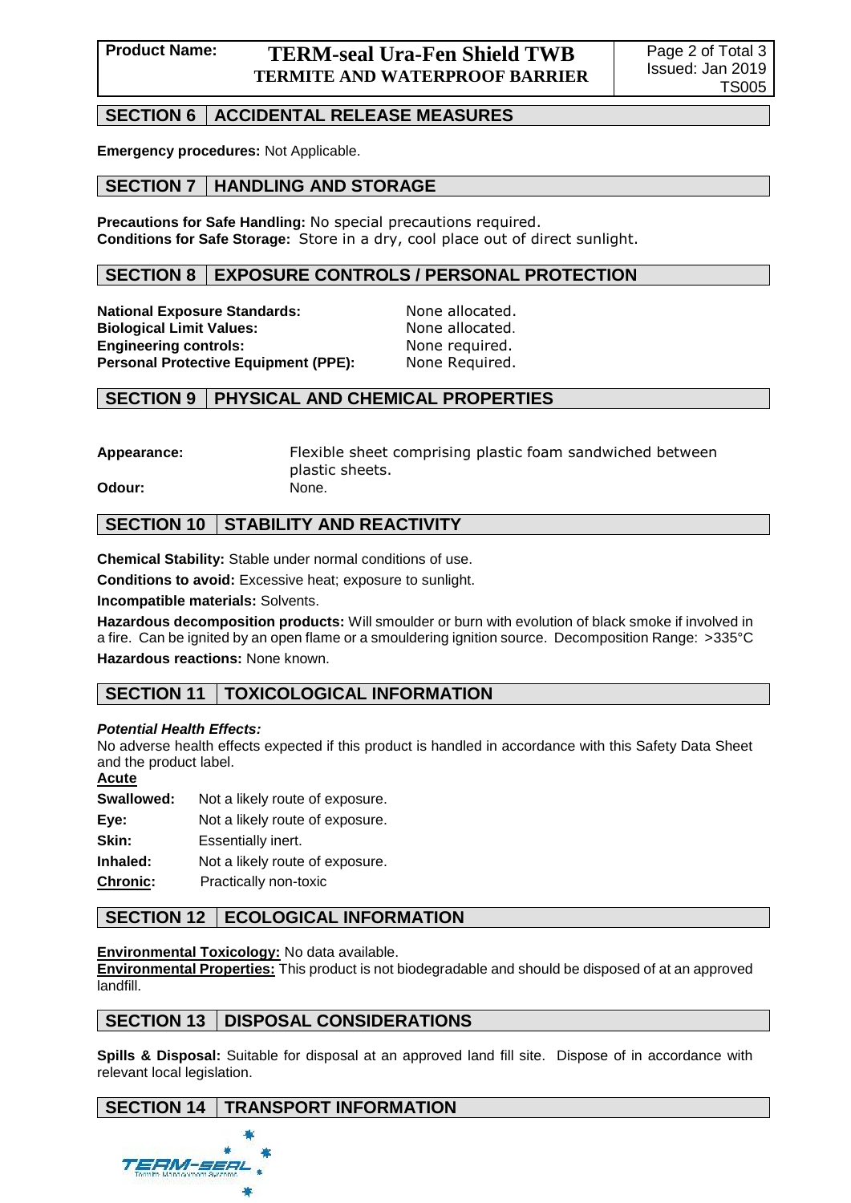## SECTION 6 ACCIDENTAL RELEASE MEASURES

**Emergency procedures:** Not Applicable.

## SECTION 7 HANDLING AND STORAGE

**Precautions for Safe Handling:** No special precautions required.
**Conditions for Safe Storage:** Store in a dry, cool place out of direct sunlight.

## SECTION 8 EXPOSURE CONTROLS / PERSONAL PROTECTION

**National Exposure Standards:** None allocated.
**Biological Limit Values:** None allocated.
**Engineering controls:** None required.
**Personal Protective Equipment (PPE):** None Required.

## SECTION 9 PHYSICAL AND CHEMICAL PROPERTIES

**Appearance:** Flexible sheet comprising plastic foam sandwiched between plastic sheets.
**Odour:** None.

## SECTION 10 STABILITY AND REACTIVITY

**Chemical Stability:** Stable under normal conditions of use.

**Conditions to avoid:** Excessive heat; exposure to sunlight.

**Incompatible materials:** Solvents.

**Hazardous decomposition products:** Will smoulder or burn with evolution of black smoke if involved in a fire. Can be ignited by an open flame or a smouldering ignition source. Decomposition Range: >335°C

**Hazardous reactions:** None known.

## SECTION 11 TOXICOLOGICAL INFORMATION

***Potential Health Effects:***
No adverse health effects expected if this product is handled in accordance with this Safety Data Sheet and the product label.

**Acute**

**Swallowed:** Not a likely route of exposure.

**Eye:** Not a likely route of exposure.

**Skin:** Essentially inert.

**Inhaled:** Not a likely route of exposure.

**Chronic:** Practically non-toxic

## SECTION 12 ECOLOGICAL INFORMATION

**Environmental Toxicology:** No data available.
**Environmental Properties:** This product is not biodegradable and should be disposed of at an approved landfill.

## SECTION 13 DISPOSAL CONSIDERATIONS

**Spills & Disposal:** Suitable for disposal at an approved land fill site. Dispose of in accordance with relevant local legislation.

## SECTION 14 TRANSPORT INFORMATION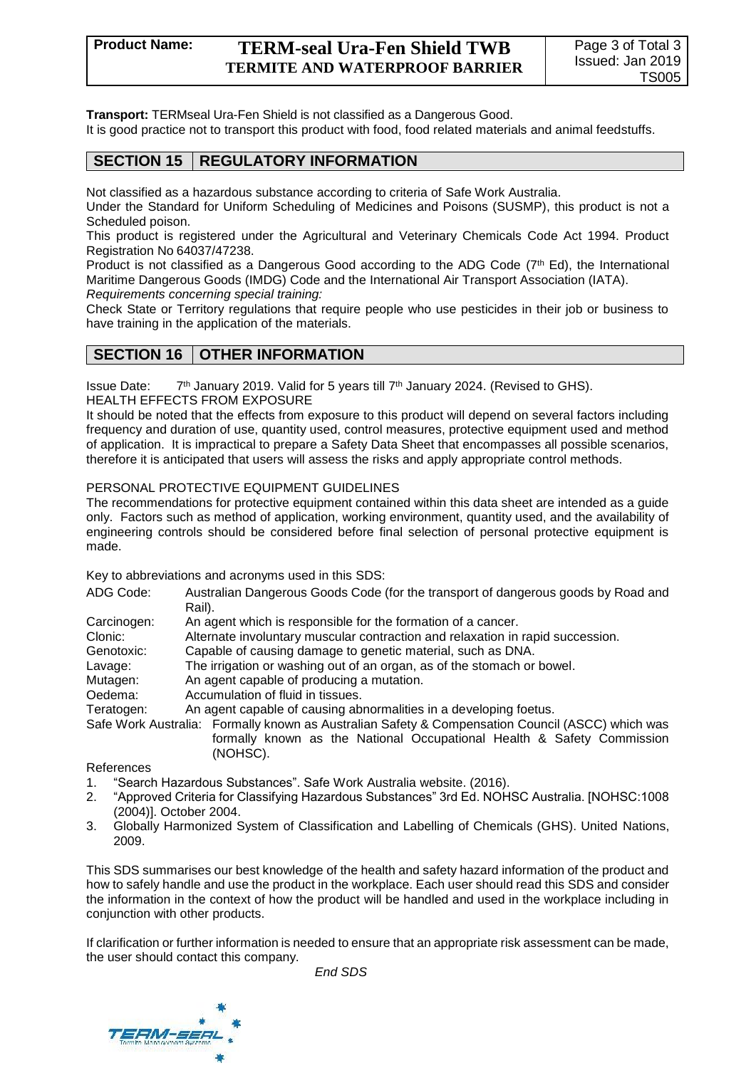**Transport:** TERMseal Ura-Fen Shield is not classified as a Dangerous Good.
It is good practice not to transport this product with food, food related materials and animal feedstuffs.

## SECTION 15 REGULATORY INFORMATION

Not classified as a hazardous substance according to criteria of Safe Work Australia.
Under the Standard for Uniform Scheduling of Medicines and Poisons (SUSMP), this product is not a Scheduled poison.
This product is registered under the Agricultural and Veterinary Chemicals Code Act 1994. Product Registration No 64037/47238.
Product is not classified as a Dangerous Good according to the ADG Code (7th Ed), the International Maritime Dangerous Goods (IMDG) Code and the International Air Transport Association (IATA).
*Requirements concerning special training:*
Check State or Territory regulations that require people who use pesticides in their job or business to have training in the application of the materials.

## SECTION 16 OTHER INFORMATION

Issue Date: 7th January 2019. Valid for 5 years till 7th January 2024. (Revised to GHS).
HEALTH EFFECTS FROM EXPOSURE
It should be noted that the effects from exposure to this product will depend on several factors including frequency and duration of use, quantity used, control measures, protective equipment used and method of application. It is impractical to prepare a Safety Data Sheet that encompasses all possible scenarios, therefore it is anticipated that users will assess the risks and apply appropriate control methods.

PERSONAL PROTECTIVE EQUIPMENT GUIDELINES
The recommendations for protective equipment contained within this data sheet are intended as a guide only. Factors such as method of application, working environment, quantity used, and the availability of engineering controls should be considered before final selection of personal protective equipment is made.

Key to abbreviations and acronyms used in this SDS:

| | |
|---|---|
| ADG Code: | Australian Dangerous Goods Code (for the transport of dangerous goods by Road and Rail). |
| Carcinogen: | An agent which is responsible for the formation of a cancer. |
| Clonic: | Alternate involuntary muscular contraction and relaxation in rapid succession. |
| Genotoxic: | Capable of causing damage to genetic material, such as DNA. |
| Lavage: | The irrigation or washing out of an organ, as of the stomach or bowel. |
| Mutagen: | An agent capable of producing a mutation. |
| Oedema: | Accumulation of fluid in tissues. |
| Teratogen: | An agent capable of causing abnormalities in a developing foetus. |
| Safe Work Australia: | Formally known as Australian Safety & Compensation Council (ASCC) which was formally known as the National Occupational Health & Safety Commission (NOHSC). |

References

1. "Search Hazardous Substances". Safe Work Australia website. (2016).
2. "Approved Criteria for Classifying Hazardous Substances" 3rd Ed. NOHSC Australia. [NOHSC:1008 (2004)]. October 2004.
3. Globally Harmonized System of Classification and Labelling of Chemicals (GHS). United Nations, 2009.

This SDS summarises our best knowledge of the health and safety hazard information of the product and how to safely handle and use the product in the workplace. Each user should read this SDS and consider the information in the context of how the product will be handled and used in the workplace including in conjunction with other products.

If clarification or further information is needed to ensure that an appropriate risk assessment can be made, the user should contact this company.

*End SDS*